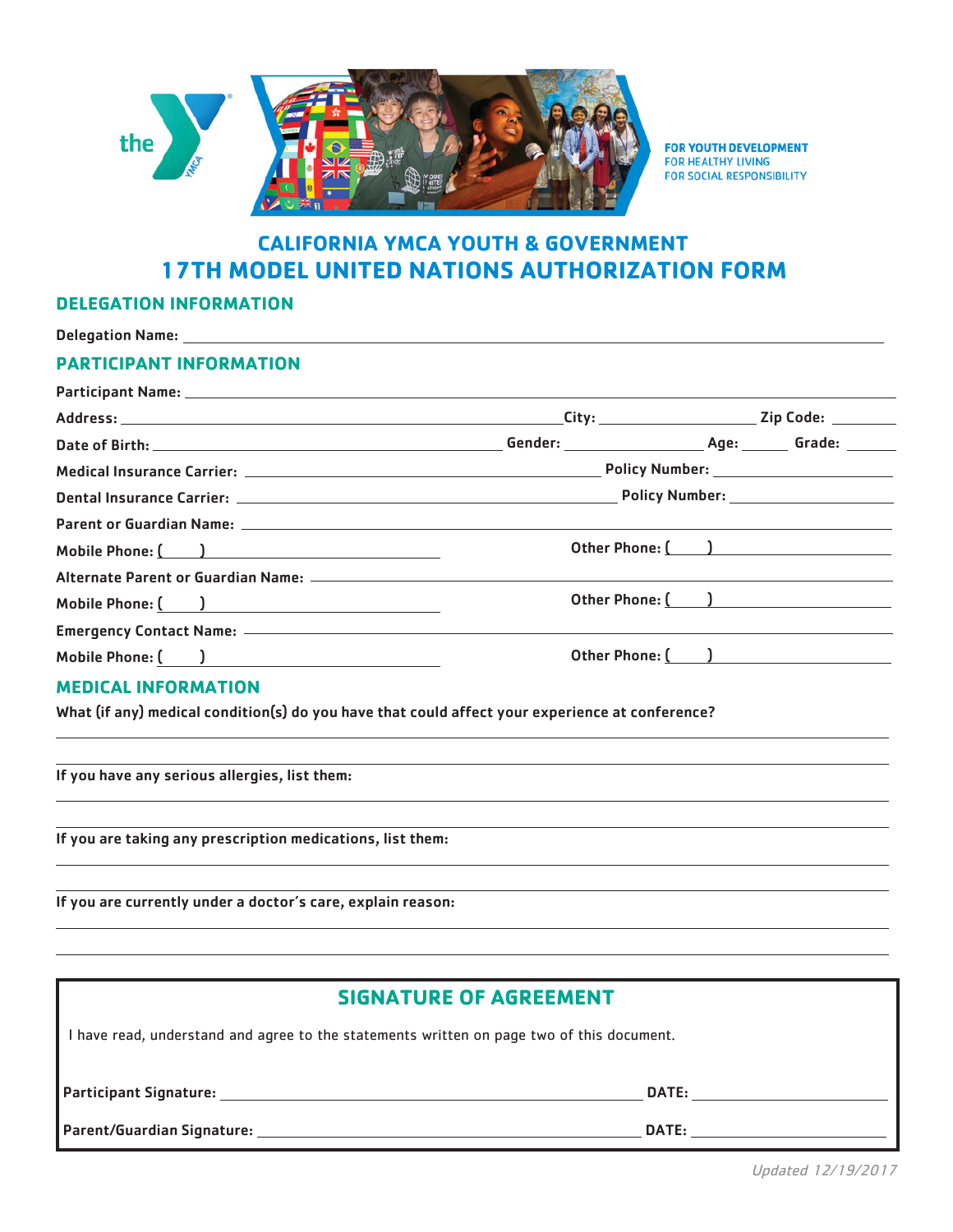the YMCA

FOR YOUTH DEVELOPMENT
FOR HEALTHY LIVING
FOR SOCIAL RESPONSIBILITY

# CALIFORNIA YMCA YOUTH & GOVERNMENT
# 17TH MODEL UNITED NATIONS AUTHORIZATION FORM

## DELEGATION INFORMATION

Delegation Name: ______________________________

## PARTICIPANT INFORMATION

Participant Name: ______________________________

Address: ______________________________ City: ______________ Zip Code: ________

Date of Birth: ______________________ Gender: ______________ Age: ______ Grade: ______

Medical Insurance Carrier: ______________________ Policy Number: ______________

Dental Insurance Carrier: ______________________ Policy Number: ______________

Parent or Guardian Name: ______________________________

Mobile Phone: (     ) ______________ Other Phone: (     ) ______________

Alternate Parent or Guardian Name: ______________________________

Mobile Phone: (     ) ______________ Other Phone: (     ) ______________

Emergency Contact Name: ______________________________

Mobile Phone: (     ) ______________ Other Phone: (     ) ______________

## MEDICAL INFORMATION

**What (if any) medical condition(s) do you have that could affect your experience at conference?**

______________________________

______________________________

**If you have any serious allergies, list them:**

______________________________

______________________________

**If you are taking any prescription medications, list them:**

______________________________

______________________________

**If you are currently under a doctor's care, explain reason:**

______________________________

______________________________

## SIGNATURE OF AGREEMENT

I have read, understand and agree to the statements written on page two of this document.

Participant Signature: ______________________________ DATE: ______________

Parent/Guardian Signature: ______________________________ DATE: ______________

*Updated 12/19/2017*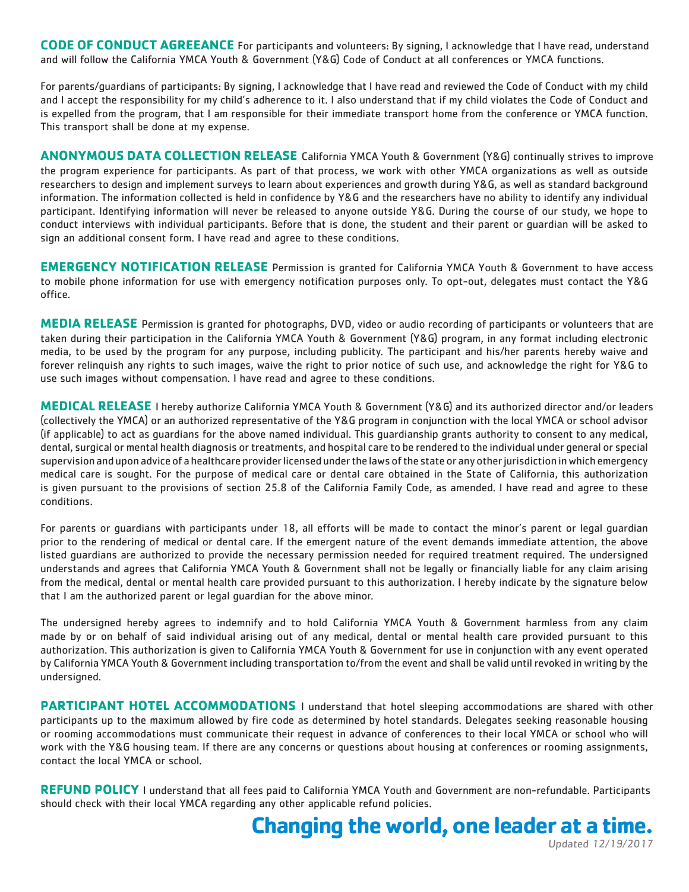**CODE OF CONDUCT AGREEANCE** For participants and volunteers: By signing, I acknowledge that I have read, understand and will follow the California YMCA Youth & Government (Y&G) Code of Conduct at all conferences or YMCA functions.

For parents/guardians of participants: By signing, I acknowledge that I have read and reviewed the Code of Conduct with my child and I accept the responsibility for my child's adherence to it. I also understand that if my child violates the Code of Conduct and is expelled from the program, that I am responsible for their immediate transport home from the conference or YMCA function. This transport shall be done at my expense.

**ANONYMOUS DATA COLLECTION RELEASE** California YMCA Youth & Government (Y&G) continually strives to improve the program experience for participants. As part of that process, we work with other YMCA organizations as well as outside researchers to design and implement surveys to learn about experiences and growth during Y&G, as well as standard background information. The information collected is held in confidence by Y&G and the researchers have no ability to identify any individual participant. Identifying information will never be released to anyone outside Y&G. During the course of our study, we hope to conduct interviews with individual participants. Before that is done, the student and their parent or guardian will be asked to sign an additional consent form. I have read and agree to these conditions.

**EMERGENCY NOTIFICATION RELEASE** Permission is granted for California YMCA Youth & Government to have access to mobile phone information for use with emergency notification purposes only. To opt-out, delegates must contact the Y&G office.

**MEDIA RELEASE** Permission is granted for photographs, DVD, video or audio recording of participants or volunteers that are taken during their participation in the California YMCA Youth & Government (Y&G) program, in any format including electronic media, to be used by the program for any purpose, including publicity. The participant and his/her parents hereby waive and forever relinquish any rights to such images, waive the right to prior notice of such use, and acknowledge the right for Y&G to use such images without compensation. I have read and agree to these conditions.

**MEDICAL RELEASE** I hereby authorize California YMCA Youth & Government (Y&G) and its authorized director and/or leaders (collectively the YMCA) or an authorized representative of the Y&G program in conjunction with the local YMCA or school advisor (if applicable) to act as guardians for the above named individual. This guardianship grants authority to consent to any medical, dental, surgical or mental health diagnosis or treatments, and hospital care to be rendered to the individual under general or special supervision and upon advice of a healthcare provider licensed under the laws of the state or any other jurisdiction in which emergency medical care is sought. For the purpose of medical care or dental care obtained in the State of California, this authorization is given pursuant to the provisions of section 25.8 of the California Family Code, as amended. I have read and agree to these conditions.

For parents or guardians with participants under 18, all efforts will be made to contact the minor's parent or legal guardian prior to the rendering of medical or dental care. If the emergent nature of the event demands immediate attention, the above listed guardians are authorized to provide the necessary permission needed for required treatment required. The undersigned understands and agrees that California YMCA Youth & Government shall not be legally or financially liable for any claim arising from the medical, dental or mental health care provided pursuant to this authorization. I hereby indicate by the signature below that I am the authorized parent or legal guardian for the above minor.

The undersigned hereby agrees to indemnify and to hold California YMCA Youth & Government harmless from any claim made by or on behalf of said individual arising out of any medical, dental or mental health care provided pursuant to this authorization. This authorization is given to California YMCA Youth & Government for use in conjunction with any event operated by California YMCA Youth & Government including transportation to/from the event and shall be valid until revoked in writing by the undersigned.

**PARTICIPANT HOTEL ACCOMMODATIONS** I understand that hotel sleeping accommodations are shared with other participants up to the maximum allowed by fire code as determined by hotel standards. Delegates seeking reasonable housing or rooming accommodations must communicate their request in advance of conferences to their local YMCA or school who will work with the Y&G housing team. If there are any concerns or questions about housing at conferences or rooming assignments, contact the local YMCA or school.

**REFUND POLICY** I understand that all fees paid to California YMCA Youth and Government are non-refundable. Participants should check with their local YMCA regarding any other applicable refund policies.

**Changing the world, one leader at a time.**

*Updated 12/19/2017*